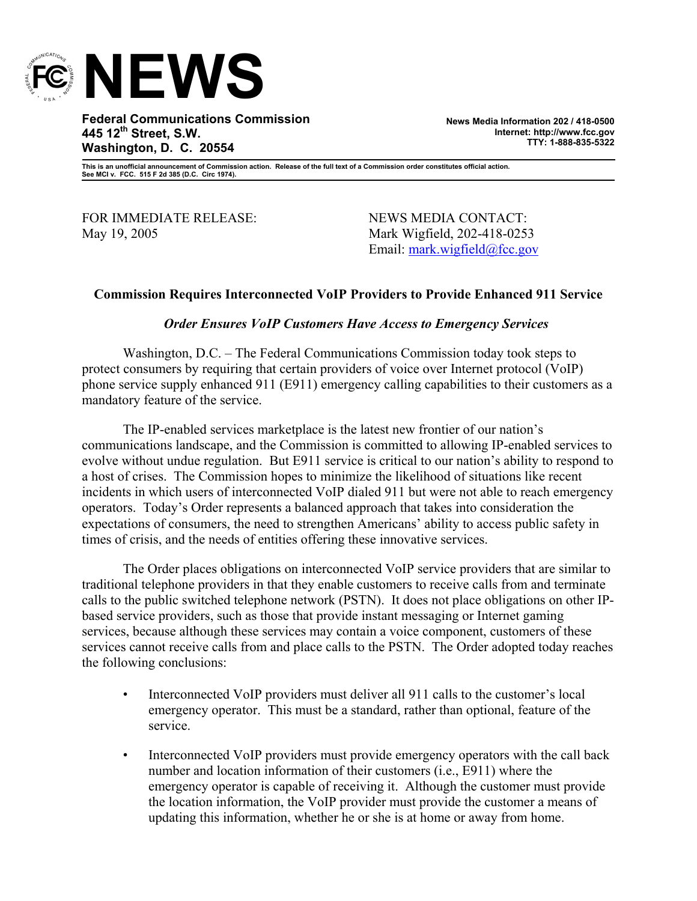# NEWS

**Federal Communications Commission**
**445 12th Street, S.W.**
**Washington, D. C. 20554**

**News Media Information 202 / 418-0500**
**Internet: http://www.fcc.gov**
**TTY: 1-888-835-5322**

**This is an unofficial announcement of Commission action. Release of the full text of a Commission order constitutes official action. See MCI v. FCC. 515 F 2d 385 (D.C. Circ 1974).**

FOR IMMEDIATE RELEASE:
May 19, 2005

NEWS MEDIA CONTACT:
Mark Wigfield, 202-418-0253
Email: mark.wigfield@fcc.gov

## Commission Requires Interconnected VoIP Providers to Provide Enhanced 911 Service

### *Order Ensures VoIP Customers Have Access to Emergency Services*

Washington, D.C. – The Federal Communications Commission today took steps to protect consumers by requiring that certain providers of voice over Internet protocol (VoIP) phone service supply enhanced 911 (E911) emergency calling capabilities to their customers as a mandatory feature of the service.

The IP-enabled services marketplace is the latest new frontier of our nation's communications landscape, and the Commission is committed to allowing IP-enabled services to evolve without undue regulation. But E911 service is critical to our nation's ability to respond to a host of crises. The Commission hopes to minimize the likelihood of situations like recent incidents in which users of interconnected VoIP dialed 911 but were not able to reach emergency operators. Today's Order represents a balanced approach that takes into consideration the expectations of consumers, the need to strengthen Americans' ability to access public safety in times of crisis, and the needs of entities offering these innovative services.

The Order places obligations on interconnected VoIP service providers that are similar to traditional telephone providers in that they enable customers to receive calls from and terminate calls to the public switched telephone network (PSTN). It does not place obligations on other IP-based service providers, such as those that provide instant messaging or Internet gaming services, because although these services may contain a voice component, customers of these services cannot receive calls from and place calls to the PSTN. The Order adopted today reaches the following conclusions:

- Interconnected VoIP providers must deliver all 911 calls to the customer's local emergency operator. This must be a standard, rather than optional, feature of the service.
- Interconnected VoIP providers must provide emergency operators with the call back number and location information of their customers (i.e., E911) where the emergency operator is capable of receiving it. Although the customer must provide the location information, the VoIP provider must provide the customer a means of updating this information, whether he or she is at home or away from home.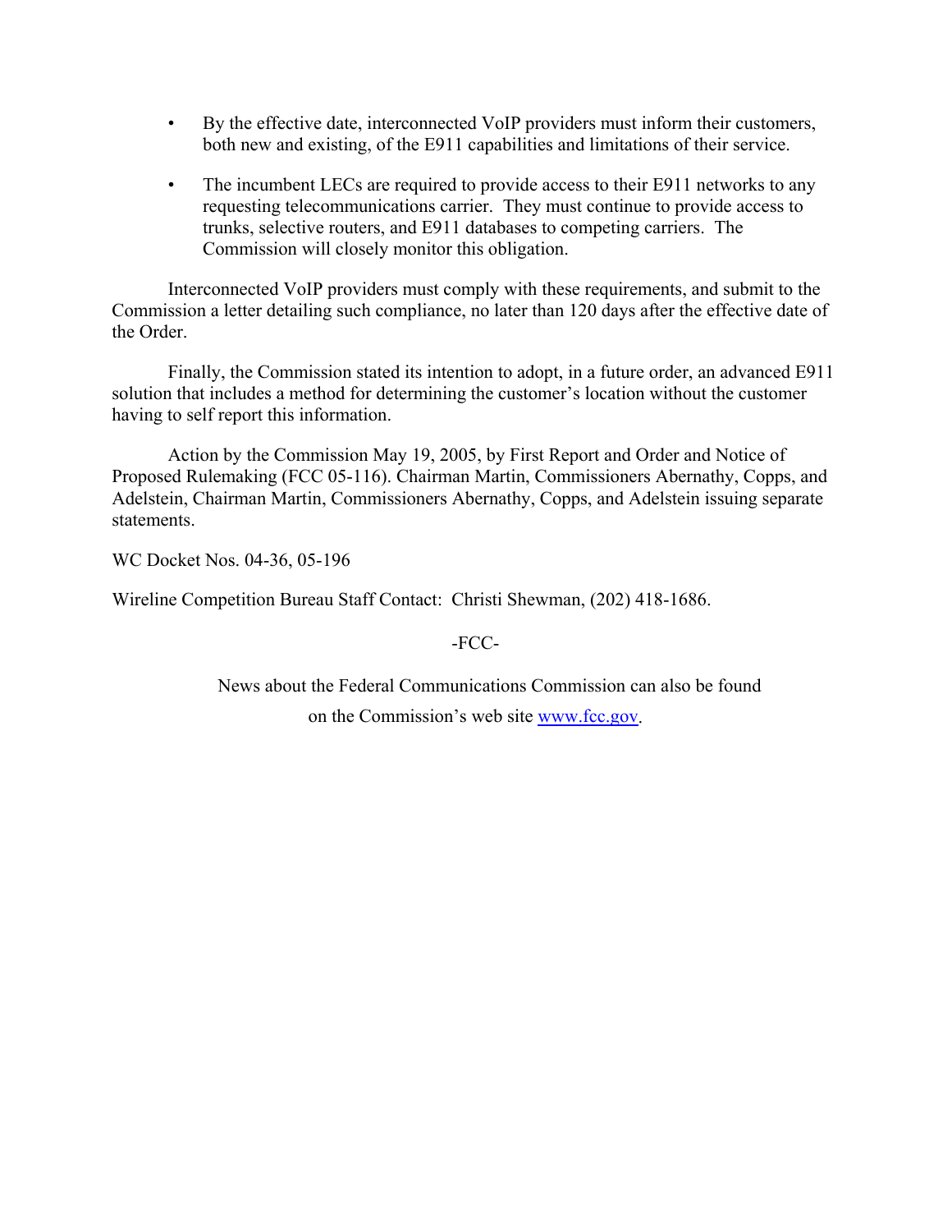- By the effective date, interconnected VoIP providers must inform their customers, both new and existing, of the E911 capabilities and limitations of their service.
- The incumbent LECs are required to provide access to their E911 networks to any requesting telecommunications carrier. They must continue to provide access to trunks, selective routers, and E911 databases to competing carriers. The Commission will closely monitor this obligation.

Interconnected VoIP providers must comply with these requirements, and submit to the Commission a letter detailing such compliance, no later than 120 days after the effective date of the Order.

Finally, the Commission stated its intention to adopt, in a future order, an advanced E911 solution that includes a method for determining the customer's location without the customer having to self report this information.

Action by the Commission May 19, 2005, by First Report and Order and Notice of Proposed Rulemaking (FCC 05-116). Chairman Martin, Commissioners Abernathy, Copps, and Adelstein, Chairman Martin, Commissioners Abernathy, Copps, and Adelstein issuing separate statements.

WC Docket Nos. 04-36, 05-196

Wireline Competition Bureau Staff Contact: Christi Shewman, (202) 418-1686.

-FCC-

News about the Federal Communications Commission can also be found on the Commission's web site www.fcc.gov.